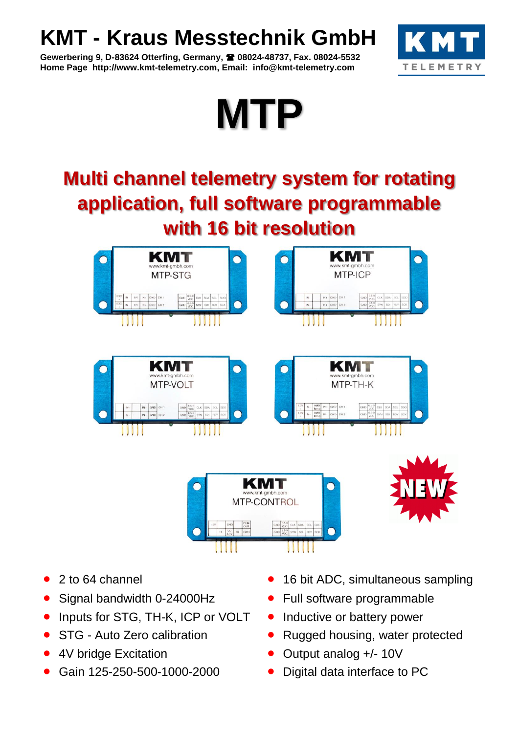# KMT - Kraus Messtechnik GmbH

**Gewerbering 9, D-83624 Otterfing, Germany, ☎ 08024-48737, Fax. 08024-5532**
**Home Page http://www.kmt-telemetry.com, Email: info@kmt-telemetry.com**

# MTP

## Multi channel telemetry system for rotating application, full software programmable with 16 bit resolution

- 2 to 64 channel
- Signal bandwidth 0-24000Hz
- Inputs for STG, TH-K, ICP or VOLT
- STG - Auto Zero calibration
- 4V bridge Excitation
- Gain 125-250-500-1000-2000
- 16 bit ADC, simultaneous sampling
- Full software programmable
- Inductive or battery power
- Rugged housing, water protected
- Output analog +/- 10V
- Digital data interface to PC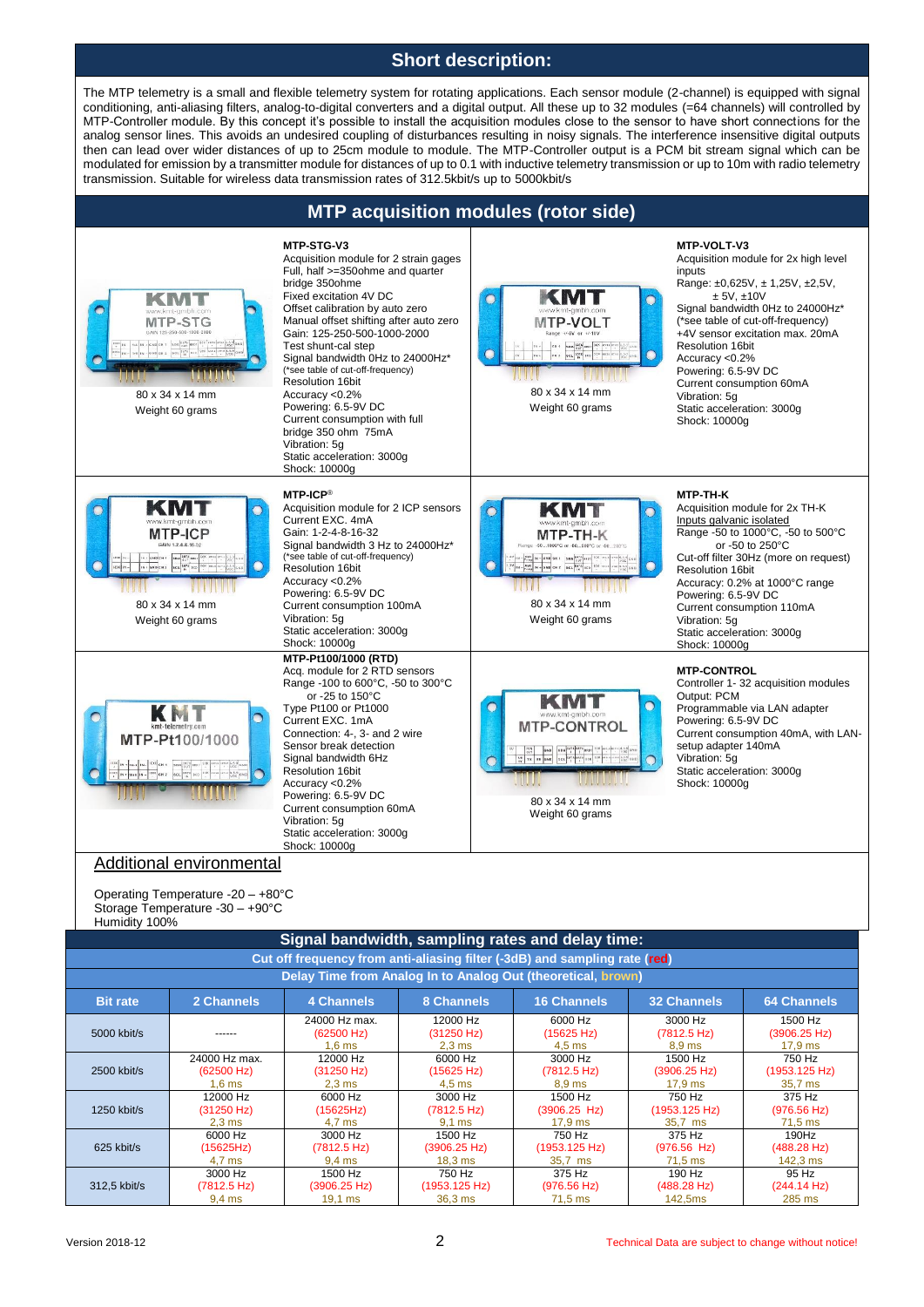## Short description:

The MTP telemetry is a small and flexible telemetry system for rotating applications. Each sensor module (2-channel) is equipped with signal conditioning, anti-aliasing filters, analog-to-digital converters and a digital output. All these up to 32 modules (=64 channels) will controlled by MTP-Controller module. By this concept it's possible to install the acquisition modules close to the sensor to have short connections for the analog sensor lines. This avoids an undesired coupling of disturbances resulting in noisy signals. The interference insensitive digital outputs then can lead over wider distances of up to 25cm module to module. The MTP-Controller output is a PCM bit stream signal which can be modulated for emission by a transmitter module for distances of up to 0.1 with inductive telemetry transmission or up to 10m with radio telemetry transmission. Suitable for wireless data transmission rates of 312.5kbit/s up to 5000kbit/s

## MTP acquisition modules (rotor side)

80 x 34 x 14 mm
Weight 60 grams

**MTP-STG-V3**
Acquisition module for 2 strain gages
Full, half >=350ohme and quarter bridge 350ohme
Fixed excitation 4V DC
Offset calibration by auto zero
Manual offset shifting after auto zero
Gain: 125-250-500-1000-2000
Test shunt-cal step
Signal bandwidth 0Hz to 24000Hz*
(*see table of cut-off-frequency)
Resolution 16bit
Accuracy <0.2%
Powering: 6.5-9V DC
Current consumption with full bridge 350 ohm 75mA
Vibration: 5g
Static acceleration: 3000g
Shock: 10000g

80 x 34 x 14 mm
Weight 60 grams

**MTP-VOLT-V3**
Acquisition module for 2x high level inputs
Range: ±0,625V, ± 1,25V, ±2,5V, ± 5V, ±10V
Signal bandwidth 0Hz to 24000Hz*
(*see table of cut-off-frequency)
+4V sensor excitation max. 20mA
Resolution 16bit
Accuracy <0.2%
Powering: 6.5-9V DC
Current consumption 60mA
Vibration: 5g
Static acceleration: 3000g
Shock: 10000g

80 x 34 x 14 mm
Weight 60 grams

**MTP-ICP®**
Acquisition module for 2 ICP sensors
Current EXC. 4mA
Gain: 1-2-4-8-16-32
Signal bandwidth 3 Hz to 24000Hz*
(*see table of cut-off-frequency)
Resolution 16bit
Accuracy <0.2%
Powering: 6.5-9V DC
Current consumption 100mA
Vibration: 5g
Static acceleration: 3000g
Shock: 10000g

80 x 34 x 14 mm
Weight 60 grams

**MTP-TH-K**
Acquisition module for 2x TH-K
Inputs galvanic isolated
Range -50 to 1000°C, -50 to 500°C or -50 to 250°C
Cut-off filter 30Hz (more on request)
Resolution 16bit
Accuracy: 0.2% at 1000°C range
Powering: 6.5-9V DC
Current consumption 110mA
Vibration: 5g
Static acceleration: 3000g
Shock: 10000g

**MTP-Pt100/1000 (RTD)**
Acq. module for 2 RTD sensors
Range -100 to 600°C, -50 to 300°C or -25 to 150°C
Type Pt100 or Pt1000
Current EXC. 1mA
Connection: 4-, 3- and 2 wire
Sensor break detection
Signal bandwidth 6Hz
Resolution 16bit
Accuracy <0.2%
Powering: 6.5-9V DC
Current consumption 60mA
Vibration: 5g
Static acceleration: 3000g
Shock: 10000g

80 x 34 x 14 mm
Weight 60 grams

**MTP-CONTROL**
Controller 1- 32 acquisition modules
Output: PCM
Programmable via LAN adapter
Powering: 6.5-9V DC
Current consumption 40mA, with LAN-setup adapter 140mA
Vibration: 5g
Static acceleration: 3000g
Shock: 10000g

### Additional environmental

Operating Temperature -20 – +80°C
Storage Temperature -30 – +90°C
Humidity 100%

## Signal bandwidth, sampling rates and delay time:

Cut off frequency from anti-aliasing filter (-3dB) and sampling rate (red)
Delay Time from Analog In to Analog Out (theoretical, brown)

| Bit rate | 2 Channels | 4 Channels | 8 Channels | 16 Channels | 32 Channels | 64 Channels |
|---|---|---|---|---|---|---|
| 5000 kbit/s | ------ | 24000 Hz max. (62500 Hz) 1,6 ms | 12000 Hz (31250 Hz) 2,3 ms | 6000 Hz (15625 Hz) 4,5 ms | 3000 Hz (7812.5 Hz) 8,9 ms | 1500 Hz (3906.25 Hz) 17,9 ms |
| 2500 kbit/s | 24000 Hz max. (62500 Hz) 1,6 ms | 12000 Hz (31250 Hz) 2,3 ms | 6000 Hz (15625 Hz) 4,5 ms | 3000 Hz (7812.5 Hz) 8,9 ms | 1500 Hz (3906.25 Hz) 17,9 ms | 750 Hz (1953.125 Hz) 35,7 ms |
| 1250 kbit/s | 12000 Hz (31250 Hz) 2,3 ms | 6000 Hz (15625Hz) 4,7 ms | 3000 Hz (7812.5 Hz) 9,1 ms | 1500 Hz (3906.25 Hz) 17,9 ms | 750 Hz (1953.125 Hz) 35,7 ms | 375 Hz (976.56 Hz) 71,5 ms |
| 625 kbit/s | 6000 Hz (15625Hz) 4,7 ms | 3000 Hz (7812.5 Hz) 9,4 ms | 1500 Hz (3906.25 Hz) 18,3 ms | 750 Hz (1953.125 Hz) 35,7 ms | 375 Hz (976.56 Hz) 71,5 ms | 190Hz (488.28 Hz) 142,3 ms |
| 312,5 kbit/s | 3000 Hz (7812.5 Hz) 9,4 ms | 1500 Hz (3906.25 Hz) 19,1 ms | 750 Hz (1953.125 Hz) 36,3 ms | 375 Hz (976.56 Hz) 71,5 ms | 190 Hz (488.28 Hz) 142,5ms | 95 Hz (244.14 Hz) 285 ms |

Version 2018-12

Technical Data are subject to change without notice!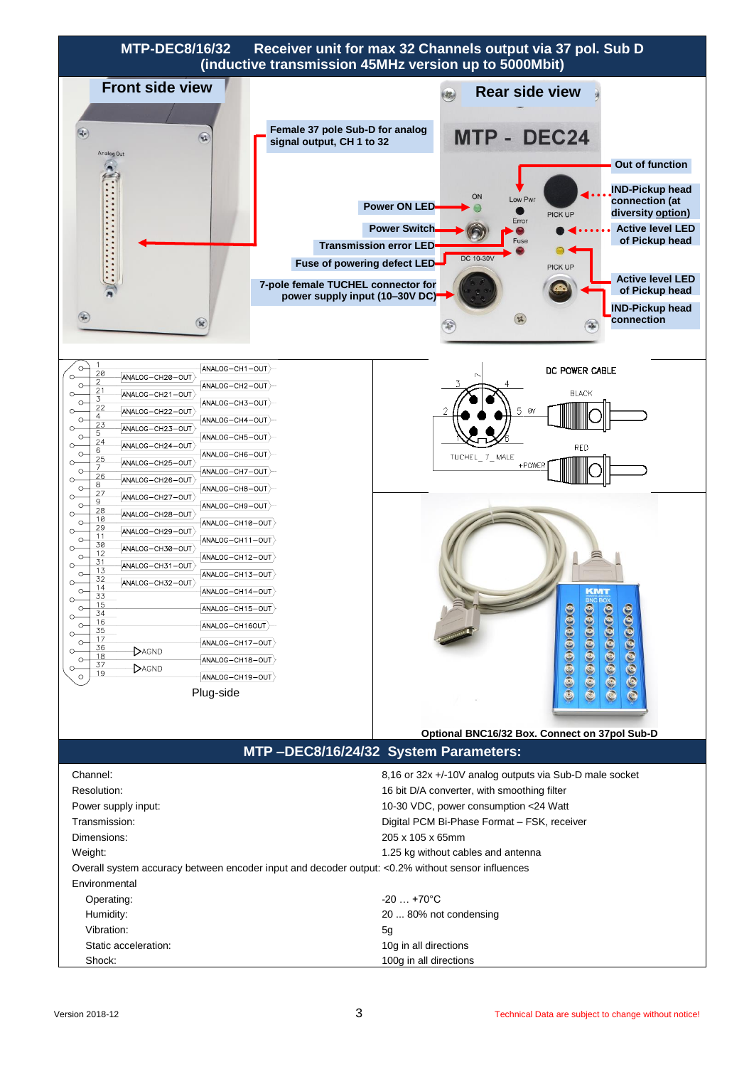# MTP-DEC8/16/32 Receiver unit for max 32 Channels output via 37 pol. Sub D (inductive transmission 45MHz version up to 5000Mbit)

**Front side view**

**Rear side view**

MTP - DEC24

- **Female 37 pole Sub-D for analog signal output, CH 1 to 32**
- **Out of function**
- **IND-Pickup head connection (at diversity option)**
- **Power ON LED**
- **Power Switch**
- **Active level LED of Pickup head**
- **Transmission error LED**
- **Fuse of powering defect LED**
- **Active level LED of Pickup head**
- **7-pole female TUCHEL connector for power supply input (10–30V DC)**
- **IND-Pickup head connection**

| Pin | Signal | Pin | Signal |
|---|---|---|---|
| 1 | ANALOG-CH1-OUT | 20 | ANALOG-CH20-OUT |
| 2 | ANALOG-CH2-OUT | 21 | ANALOG-CH21-OUT |
| 3 | ANALOG-CH3-OUT | 22 | ANALOG-CH22-OUT |
| 4 | ANALOG-CH4-OUT | 23 | ANALOG-CH23-OUT |
| 5 | ANALOG-CH5-OUT | 24 | ANALOG-CH24-OUT |
| 6 | ANALOG-CH6-OUT | 25 | ANALOG-CH25-OUT |
| 7 | ANALOG-CH7-OUT | 26 | ANALOG-CH26-OUT |
| 8 | ANALOG-CH8-OUT | 27 | ANALOG-CH27-OUT |
| 9 | ANALOG-CH9-OUT | 28 | ANALOG-CH28-OUT |
| 10 | ANALOG-CH10-OUT | 29 | ANALOG-CH29-OUT |
| 11 | ANALOG-CH11-OUT | 30 | ANALOG-CH30-OUT |
| 12 | ANALOG-CH12-OUT | 31 | ANALOG-CH31-OUT |
| 13 | ANALOG-CH13-OUT | 32 | ANALOG-CH32-OUT |
| 14 | ANALOG-CH14-OUT | 33 | |
| 15 | ANALOG-CH15-OUT | 34 | |
| 16 | ANALOG-CH16OUT | 35 | |
| 17 | ANALOG-CH17-OUT | 36 | AGND |
| 18 | ANALOG-CH18-OUT | 37 | AGND |
| 19 | ANALOG-CH19-OUT | | |

Plug-side

DC POWER CABLE

TUCHEL_7_MALE — Pin 5: 0V (BLACK); +POWER (RED)

Optional BNC16/32 Box. Connect on 37pol Sub-D

## MTP –DEC8/16/24/32 System Parameters:

| Parameter | Value |
|---|---|
| Channel: | 8,16 or 32x +/-10V analog outputs via Sub-D male socket |
| Resolution: | 16 bit D/A converter, with smoothing filter |
| Power supply input: | 10-30 VDC, power consumption <24 Watt |
| Transmission: | Digital PCM Bi-Phase Format – FSK, receiver |
| Dimensions: | 205 x 105 x 65mm |
| Weight: | 1.25 kg without cables and antenna |

Overall system accuracy between encoder input and decoder output: <0.2% without sensor influences

Environmental

| Parameter | Value |
|---|---|
| Operating: | -20 … +70°C |
| Humidity: | 20 ... 80% not condensing |
| Vibration: | 5g |
| Static acceleration: | 10g in all directions |
| Shock: | 100g in all directions |

Version 2018-12

Technical Data are subject to change without notice!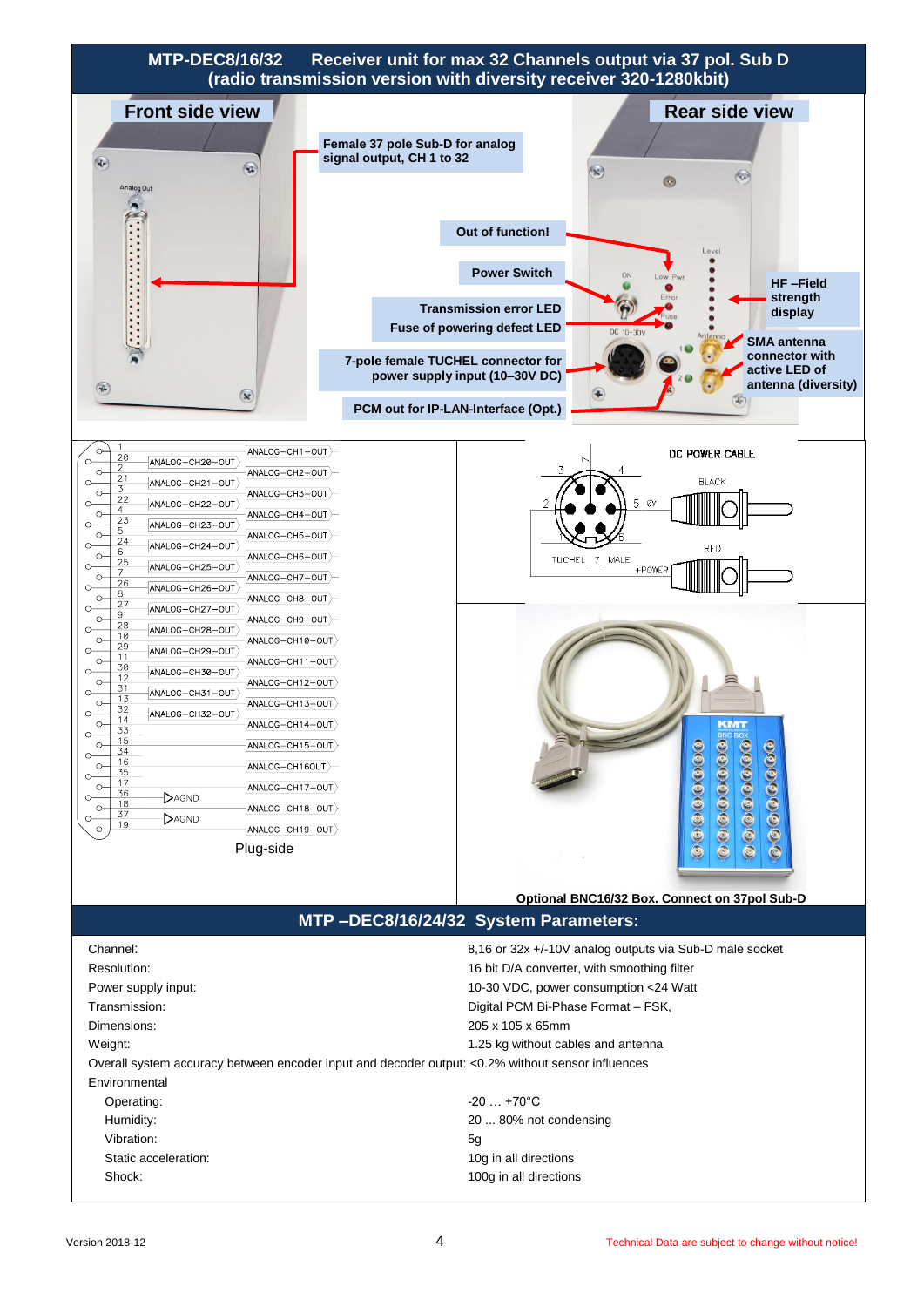# MTP-DEC8/16/32 Receiver unit for max 32 Channels output via 37 pol. Sub D (radio transmission version with diversity receiver 320-1280kbit)

**Front side view**

**Rear side view**

Female 37 pole Sub-D for analog signal output, CH 1 to 32

Out of function!

Power Switch

Transmission error LED

Fuse of powering defect LED

7-pole female TUCHEL connector for power supply input (10–30V DC)

PCM out for IP-LAN-Interface (Opt.)

HF –Field strength display

SMA antenna connector with active LED of antenna (diversity)

Plug-side

DC POWER CABLE

Optional BNC16/32 Box. Connect on 37pol Sub-D

## MTP –DEC8/16/24/32 System Parameters:

| | |
|---|---|
| Channel: | 8,16 or 32x +/-10V analog outputs via Sub-D male socket |
| Resolution: | 16 bit D/A converter, with smoothing filter |
| Power supply input: | 10-30 VDC, power consumption <24 Watt |
| Transmission: | Digital PCM Bi-Phase Format – FSK, |
| Dimensions: | 205 x 105 x 65mm |
| Weight: | 1.25 kg without cables and antenna |

Overall system accuracy between encoder input and decoder output: <0.2% without sensor influences

Environmental

| | |
|---|---|
| Operating: | -20 … +70°C |
| Humidity: | 20 ... 80% not condensing |
| Vibration: | 5g |
| Static acceleration: | 10g in all directions |
| Shock: | 100g in all directions |

Version 2018-12

Technical Data are subject to change without notice!